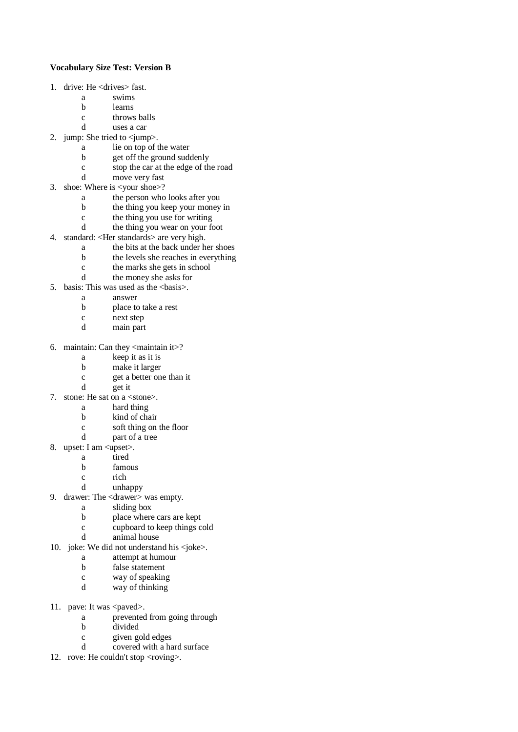**Vocabulary Size Test: Version B**

1. drive: He <drives> fast.
   - a swims
   - b learns
   - c throws balls
   - d uses a car
2. jump: She tried to <jump>.
   - a lie on top of the water
   - b get off the ground suddenly
   - c stop the car at the edge of the road
   - d move very fast
3. shoe: Where is <your shoe>?
   - a the person who looks after you
   - b the thing you keep your money in
   - c the thing you use for writing
   - d the thing you wear on your foot
4. standard: <Her standards> are very high.
   - a the bits at the back under her shoes
   - b the levels she reaches in everything
   - c the marks she gets in school
   - d the money she asks for
5. basis: This was used as the <basis>.
   - a answer
   - b place to take a rest
   - c next step
   - d main part

6. maintain: Can they <maintain it>?
   - a keep it as it is
   - b make it larger
   - c get a better one than it
   - d get it
7. stone: He sat on a <stone>.
   - a hard thing
   - b kind of chair
   - c soft thing on the floor
   - d part of a tree
8. upset: I am <upset>.
   - a tired
   - b famous
   - c rich
   - d unhappy
9. drawer: The <drawer> was empty.
   - a sliding box
   - b place where cars are kept
   - c cupboard to keep things cold
   - d animal house
10. joke: We did not understand his <joke>.
    - a attempt at humour
    - b false statement
    - c way of speaking
    - d way of thinking

11. pave: It was <paved>.
    - a prevented from going through
    - b divided
    - c given gold edges
    - d covered with a hard surface
12. rove: He couldn't stop <roving>.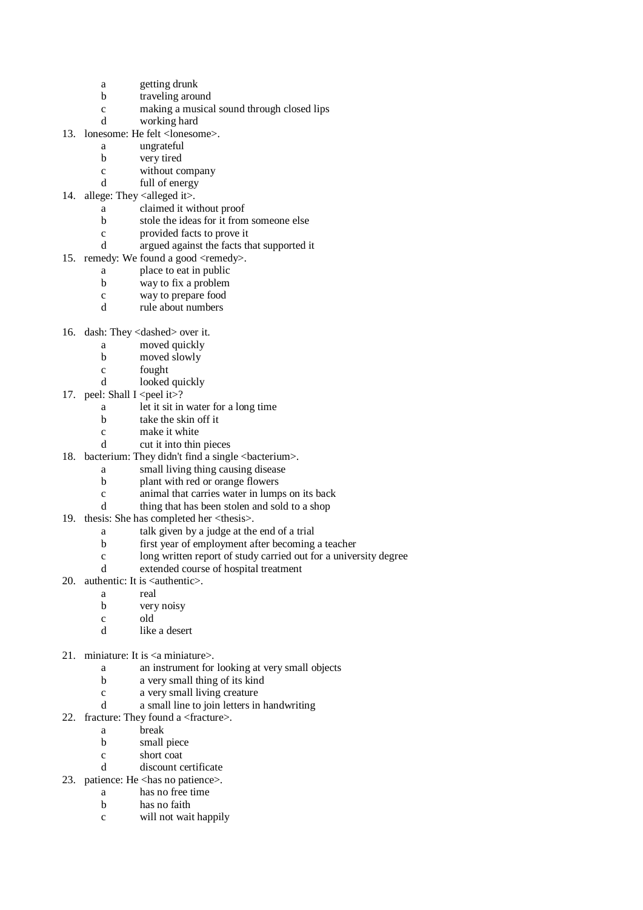- a getting drunk
- b traveling around
- c making a musical sound through closed lips
- d working hard

13. lonesome: He felt <lonesome>.
    - a ungrateful
    - b very tired
    - c without company
    - d full of energy
14. allege: They <alleged it>.
    - a claimed it without proof
    - b stole the ideas for it from someone else
    - c provided facts to prove it
    - d argued against the facts that supported it
15. remedy: We found a good <remedy>.
    - a place to eat in public
    - b way to fix a problem
    - c way to prepare food
    - d rule about numbers

16. dash: They <dashed> over it.
    - a moved quickly
    - b moved slowly
    - c fought
    - d looked quickly
17. peel: Shall I <peel it>?
    - a let it sit in water for a long time
    - b take the skin off it
    - c make it white
    - d cut it into thin pieces
18. bacterium: They didn't find a single <bacterium>.
    - a small living thing causing disease
    - b plant with red or orange flowers
    - c animal that carries water in lumps on its back
    - d thing that has been stolen and sold to a shop
19. thesis: She has completed her <thesis>.
    - a talk given by a judge at the end of a trial
    - b first year of employment after becoming a teacher
    - c long written report of study carried out for a university degree
    - d extended course of hospital treatment
20. authentic: It is <authentic>.
    - a real
    - b very noisy
    - c old
    - d like a desert

21. miniature: It is <a miniature>.
    - a an instrument for looking at very small objects
    - b a very small thing of its kind
    - c a very small living creature
    - d a small line to join letters in handwriting
22. fracture: They found a <fracture>.
    - a break
    - b small piece
    - c short coat
    - d discount certificate
23. patience: He <has no patience>.
    - a has no free time
    - b has no faith
    - c will not wait happily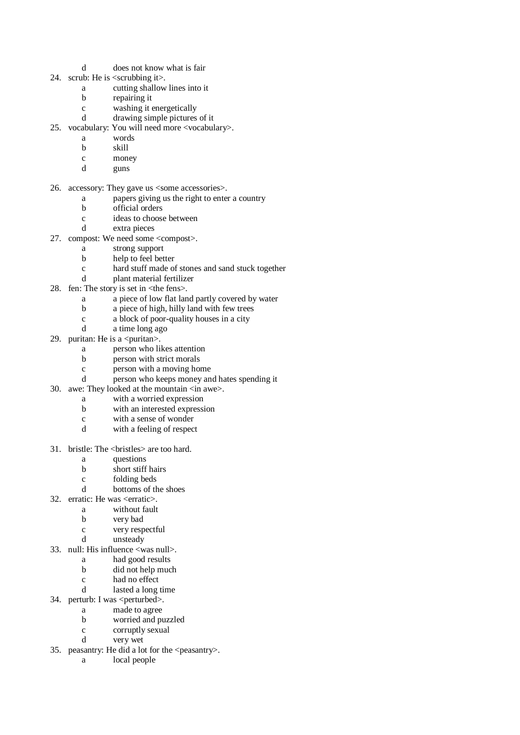d does not know what is fair

24. scrub: He is <scrubbing it>.
    a cutting shallow lines into it
    b repairing it
    c washing it energetically
    d drawing simple pictures of it
25. vocabulary: You will need more <vocabulary>.
    a words
    b skill
    c money
    d guns

26. accessory: They gave us <some accessories>.
    a papers giving us the right to enter a country
    b official orders
    c ideas to choose between
    d extra pieces
27. compost: We need some <compost>.
    a strong support
    b help to feel better
    c hard stuff made of stones and sand stuck together
    d plant material fertilizer
28. fen: The story is set in <the fens>.
    a a piece of low flat land partly covered by water
    b a piece of high, hilly land with few trees
    c a block of poor-quality houses in a city
    d a time long ago
29. puritan: He is a <puritan>.
    a person who likes attention
    b person with strict morals
    c person with a moving home
    d person who keeps money and hates spending it
30. awe: They looked at the mountain <in awe>.
    a with a worried expression
    b with an interested expression
    c with a sense of wonder
    d with a feeling of respect

31. bristle: The <bristles> are too hard.
    a questions
    b short stiff hairs
    c folding beds
    d bottoms of the shoes
32. erratic: He was <erratic>.
    a without fault
    b very bad
    c very respectful
    d unsteady
33. null: His influence <was null>.
    a had good results
    b did not help much
    c had no effect
    d lasted a long time
34. perturb: I was <perturbed>.
    a made to agree
    b worried and puzzled
    c corruptly sexual
    d very wet
35. peasantry: He did a lot for the <peasantry>.
    a local people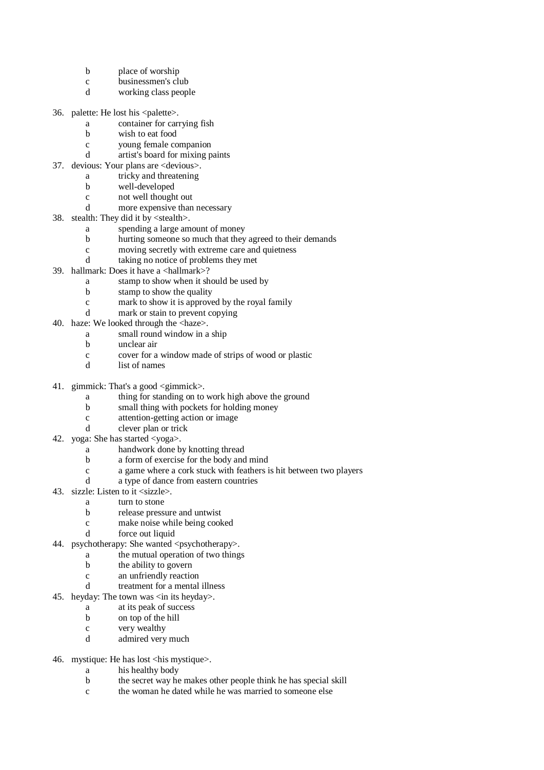b place of worship
c businessmen's club
d working class people

36. palette: He lost his <palette>.
    a container for carrying fish
    b wish to eat food
    c young female companion
    d artist's board for mixing paints
37. devious: Your plans are <devious>.
    a tricky and threatening
    b well-developed
    c not well thought out
    d more expensive than necessary
38. stealth: They did it by <stealth>.
    a spending a large amount of money
    b hurting someone so much that they agreed to their demands
    c moving secretly with extreme care and quietness
    d taking no notice of problems they met
39. hallmark: Does it have a <hallmark>?
    a stamp to show when it should be used by
    b stamp to show the quality
    c mark to show it is approved by the royal family
    d mark or stain to prevent copying
40. haze: We looked through the <haze>.
    a small round window in a ship
    b unclear air
    c cover for a window made of strips of wood or plastic
    d list of names

41. gimmick: That's a good <gimmick>.
    a thing for standing on to work high above the ground
    b small thing with pockets for holding money
    c attention-getting action or image
    d clever plan or trick
42. yoga: She has started <yoga>.
    a handwork done by knotting thread
    b a form of exercise for the body and mind
    c a game where a cork stuck with feathers is hit between two players
    d a type of dance from eastern countries
43. sizzle: Listen to it <sizzle>.
    a turn to stone
    b release pressure and untwist
    c make noise while being cooked
    d force out liquid
44. psychotherapy: She wanted <psychotherapy>.
    a the mutual operation of two things
    b the ability to govern
    c an unfriendly reaction
    d treatment for a mental illness
45. heyday: The town was <in its heyday>.
    a at its peak of success
    b on top of the hill
    c very wealthy
    d admired very much

46. mystique: He has lost <his mystique>.
    a his healthy body
    b the secret way he makes other people think he has special skill
    c the woman he dated while he was married to someone else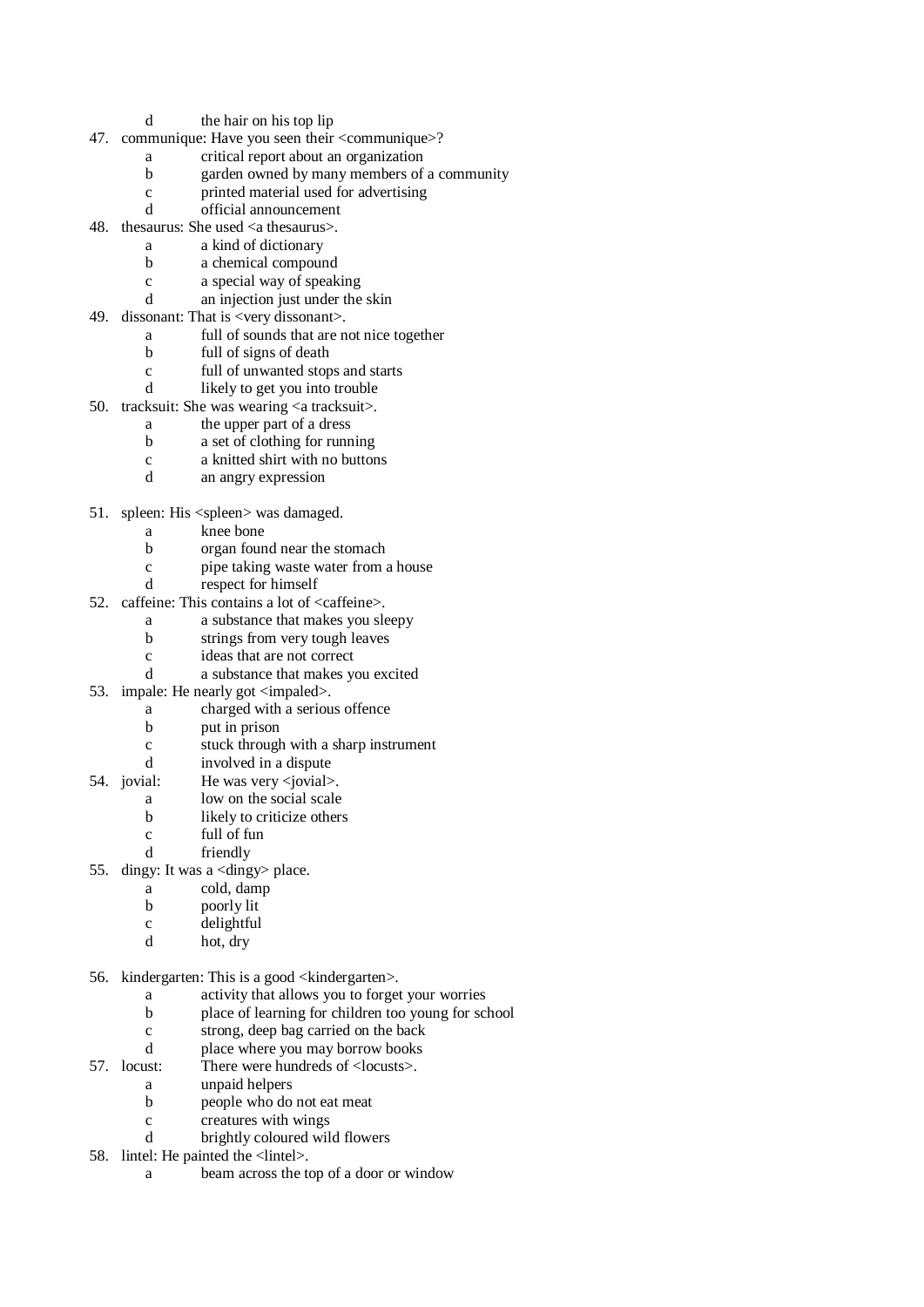d the hair on his top lip

47. communique: Have you seen their <communique>?
    - a critical report about an organization
    - b garden owned by many members of a community
    - c printed material used for advertising
    - d official announcement
48. thesaurus: She used <a thesaurus>.
    - a a kind of dictionary
    - b a chemical compound
    - c a special way of speaking
    - d an injection just under the skin
49. dissonant: That is <very dissonant>.
    - a full of sounds that are not nice together
    - b full of signs of death
    - c full of unwanted stops and starts
    - d likely to get you into trouble
50. tracksuit: She was wearing <a tracksuit>.
    - a the upper part of a dress
    - b a set of clothing for running
    - c a knitted shirt with no buttons
    - d an angry expression

51. spleen: His <spleen> was damaged.
    - a knee bone
    - b organ found near the stomach
    - c pipe taking waste water from a house
    - d respect for himself
52. caffeine: This contains a lot of <caffeine>.
    - a a substance that makes you sleepy
    - b strings from very tough leaves
    - c ideas that are not correct
    - d a substance that makes you excited
53. impale: He nearly got <impaled>.
    - a charged with a serious offence
    - b put in prison
    - c stuck through with a sharp instrument
    - d involved in a dispute
54. jovial: He was very <jovial>.
    - a low on the social scale
    - b likely to criticize others
    - c full of fun
    - d friendly
55. dingy: It was a <dingy> place.
    - a cold, damp
    - b poorly lit
    - c delightful
    - d hot, dry

56. kindergarten: This is a good <kindergarten>.
    - a activity that allows you to forget your worries
    - b place of learning for children too young for school
    - c strong, deep bag carried on the back
    - d place where you may borrow books
57. locust: There were hundreds of <locusts>.
    - a unpaid helpers
    - b people who do not eat meat
    - c creatures with wings
    - d brightly coloured wild flowers
58. lintel: He painted the <lintel>.
    - a beam across the top of a door or window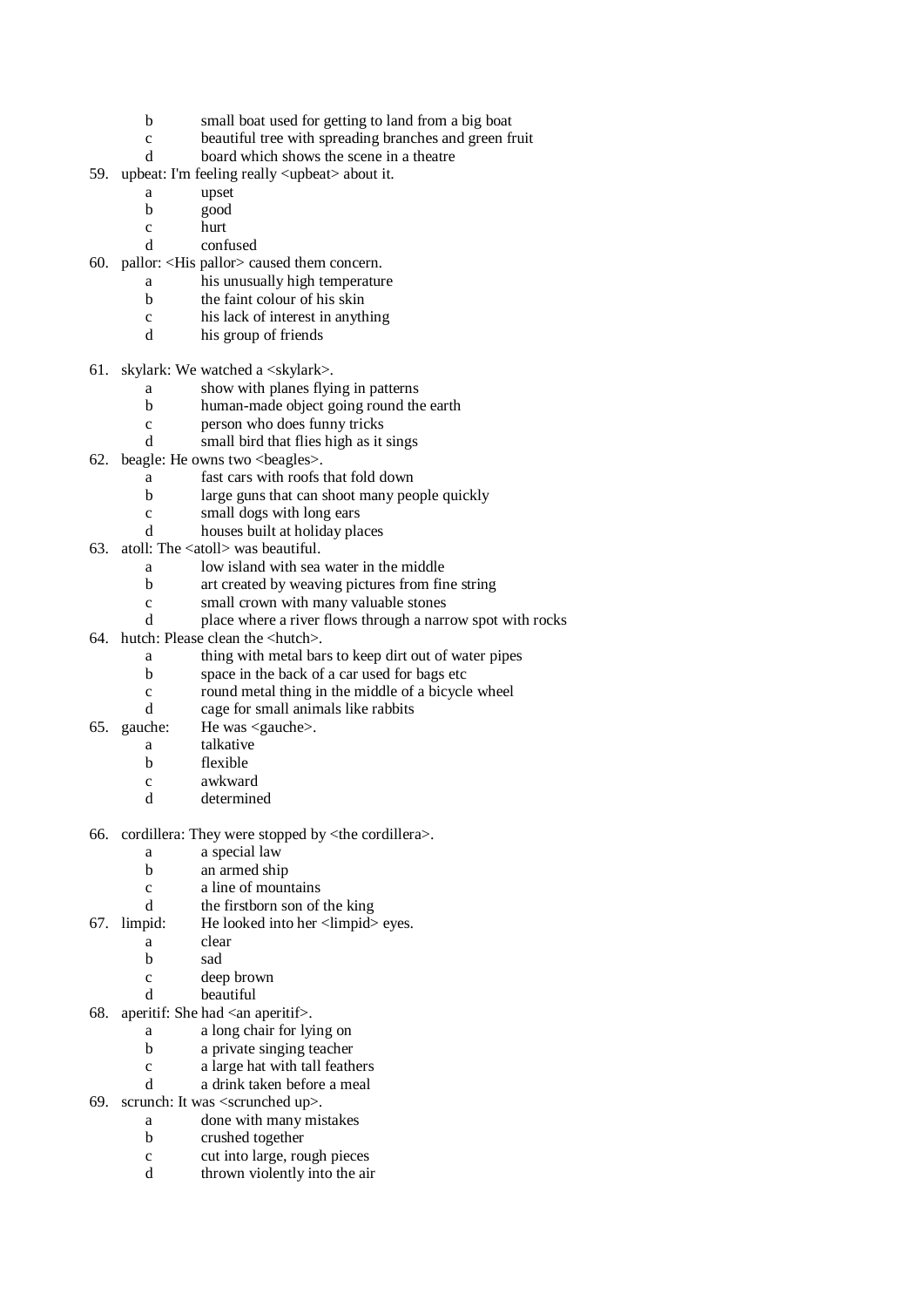b small boat used for getting to land from a big boat
c beautiful tree with spreading branches and green fruit
d board which shows the scene in a theatre

59. upbeat: I'm feeling really <upbeat> about it.
    a upset
    b good
    c hurt
    d confused
60. pallor: <His pallor> caused them concern.
    a his unusually high temperature
    b the faint colour of his skin
    c his lack of interest in anything
    d his group of friends

61. skylark: We watched a <skylark>.
    a show with planes flying in patterns
    b human-made object going round the earth
    c person who does funny tricks
    d small bird that flies high as it sings
62. beagle: He owns two <beagles>.
    a fast cars with roofs that fold down
    b large guns that can shoot many people quickly
    c small dogs with long ears
    d houses built at holiday places
63. atoll: The <atoll> was beautiful.
    a low island with sea water in the middle
    b art created by weaving pictures from fine string
    c small crown with many valuable stones
    d place where a river flows through a narrow spot with rocks
64. hutch: Please clean the <hutch>.
    a thing with metal bars to keep dirt out of water pipes
    b space in the back of a car used for bags etc
    c round metal thing in the middle of a bicycle wheel
    d cage for small animals like rabbits
65. gauche: He was <gauche>.
    a talkative
    b flexible
    c awkward
    d determined

66. cordillera: They were stopped by <the cordillera>.
    a a special law
    b an armed ship
    c a line of mountains
    d the firstborn son of the king
67. limpid: He looked into her <limpid> eyes.
    a clear
    b sad
    c deep brown
    d beautiful
68. aperitif: She had <an aperitif>.
    a a long chair for lying on
    b a private singing teacher
    c a large hat with tall feathers
    d a drink taken before a meal
69. scrunch: It was <scrunched up>.
    a done with many mistakes
    b crushed together
    c cut into large, rough pieces
    d thrown violently into the air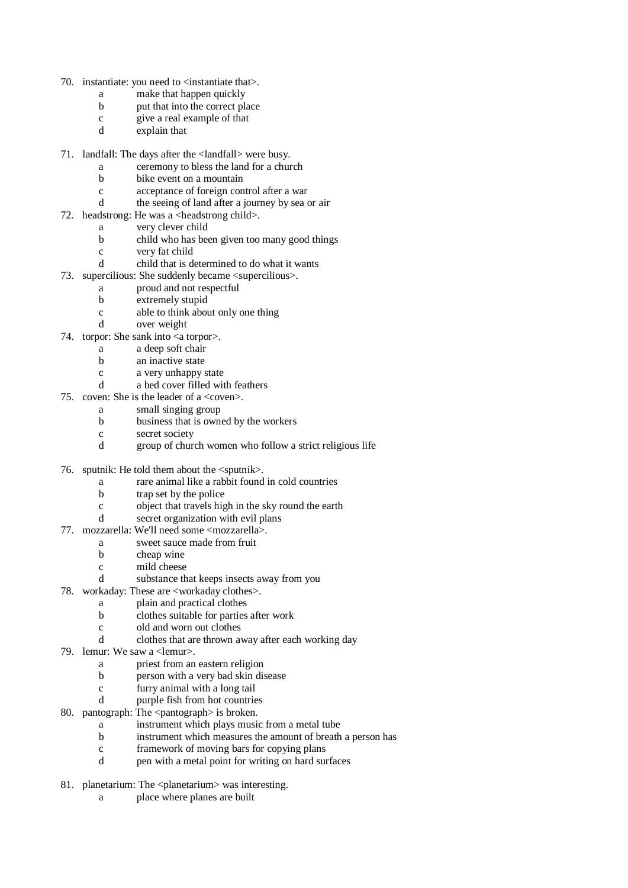70. instantiate: you need to <instantiate that>.
    - a make that happen quickly
    - b put that into the correct place
    - c give a real example of that
    - d explain that

71. landfall: The days after the <landfall> were busy.
    - a ceremony to bless the land for a church
    - b bike event on a mountain
    - c acceptance of foreign control after a war
    - d the seeing of land after a journey by sea or air

72. headstrong: He was a <headstrong child>.
    - a very clever child
    - b child who has been given too many good things
    - c very fat child
    - d child that is determined to do what it wants

73. supercilious: She suddenly became <supercilious>.
    - a proud and not respectful
    - b extremely stupid
    - c able to think about only one thing
    - d over weight

74. torpor: She sank into <a torpor>.
    - a a deep soft chair
    - b an inactive state
    - c a very unhappy state
    - d a bed cover filled with feathers

75. coven: She is the leader of a <coven>.
    - a small singing group
    - b business that is owned by the workers
    - c secret society
    - d group of church women who follow a strict religious life

76. sputnik: He told them about the <sputnik>.
    - a rare animal like a rabbit found in cold countries
    - b trap set by the police
    - c object that travels high in the sky round the earth
    - d secret organization with evil plans

77. mozzarella: We'll need some <mozzarella>.
    - a sweet sauce made from fruit
    - b cheap wine
    - c mild cheese
    - d substance that keeps insects away from you

78. workaday: These are <workaday clothes>.
    - a plain and practical clothes
    - b clothes suitable for parties after work
    - c old and worn out clothes
    - d clothes that are thrown away after each working day

79. lemur: We saw a <lemur>.
    - a priest from an eastern religion
    - b person with a very bad skin disease
    - c furry animal with a long tail
    - d purple fish from hot countries

80. pantograph: The <pantograph> is broken.
    - a instrument which plays music from a metal tube
    - b instrument which measures the amount of breath a person has
    - c framework of moving bars for copying plans
    - d pen with a metal point for writing on hard surfaces

81. planetarium: The <planetarium> was interesting.
    - a place where planes are built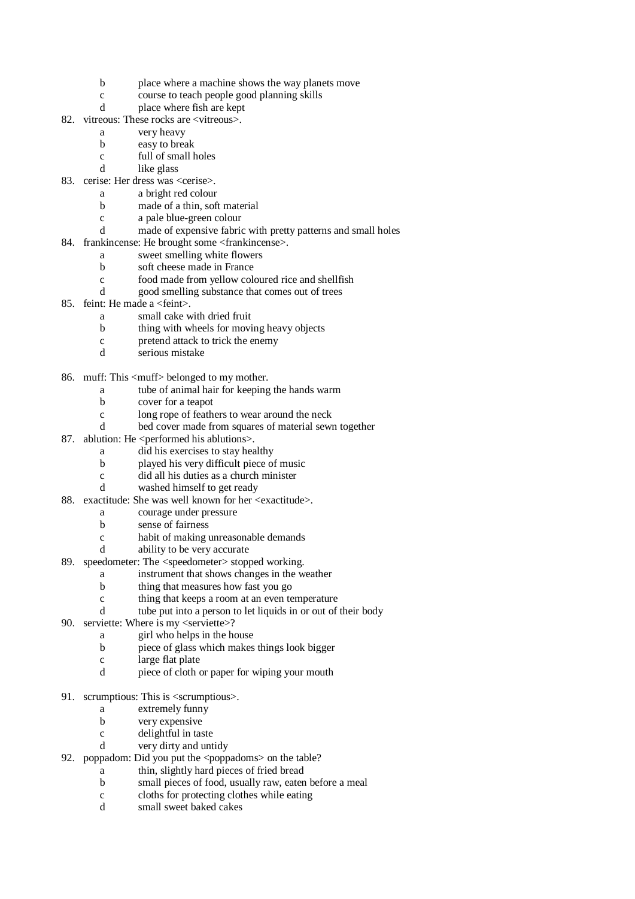b place where a machine shows the way planets move
  c course to teach people good planning skills
  d place where fish are kept

82. vitreous: These rocks are <vitreous>.
  a very heavy
  b easy to break
  c full of small holes
  d like glass

83. cerise: Her dress was <cerise>.
  a a bright red colour
  b made of a thin, soft material
  c a pale blue-green colour
  d made of expensive fabric with pretty patterns and small holes

84. frankincense: He brought some <frankincense>.
  a sweet smelling white flowers
  b soft cheese made in France
  c food made from yellow coloured rice and shellfish
  d good smelling substance that comes out of trees

85. feint: He made a <feint>.
  a small cake with dried fruit
  b thing with wheels for moving heavy objects
  c pretend attack to trick the enemy
  d serious mistake

86. muff: This <muff> belonged to my mother.
  a tube of animal hair for keeping the hands warm
  b cover for a teapot
  c long rope of feathers to wear around the neck
  d bed cover made from squares of material sewn together

87. ablution: He <performed his ablutions>.
  a did his exercises to stay healthy
  b played his very difficult piece of music
  c did all his duties as a church minister
  d washed himself to get ready

88. exactitude: She was well known for her <exactitude>.
  a courage under pressure
  b sense of fairness
  c habit of making unreasonable demands
  d ability to be very accurate

89. speedometer: The <speedometer> stopped working.
  a instrument that shows changes in the weather
  b thing that measures how fast you go
  c thing that keeps a room at an even temperature
  d tube put into a person to let liquids in or out of their body

90. serviette: Where is my <serviette>?
  a girl who helps in the house
  b piece of glass which makes things look bigger
  c large flat plate
  d piece of cloth or paper for wiping your mouth

91. scrumptious: This is <scrumptious>.
  a extremely funny
  b very expensive
  c delightful in taste
  d very dirty and untidy

92. poppadom: Did you put the <poppadoms> on the table?
  a thin, slightly hard pieces of fried bread
  b small pieces of food, usually raw, eaten before a meal
  c cloths for protecting clothes while eating
  d small sweet baked cakes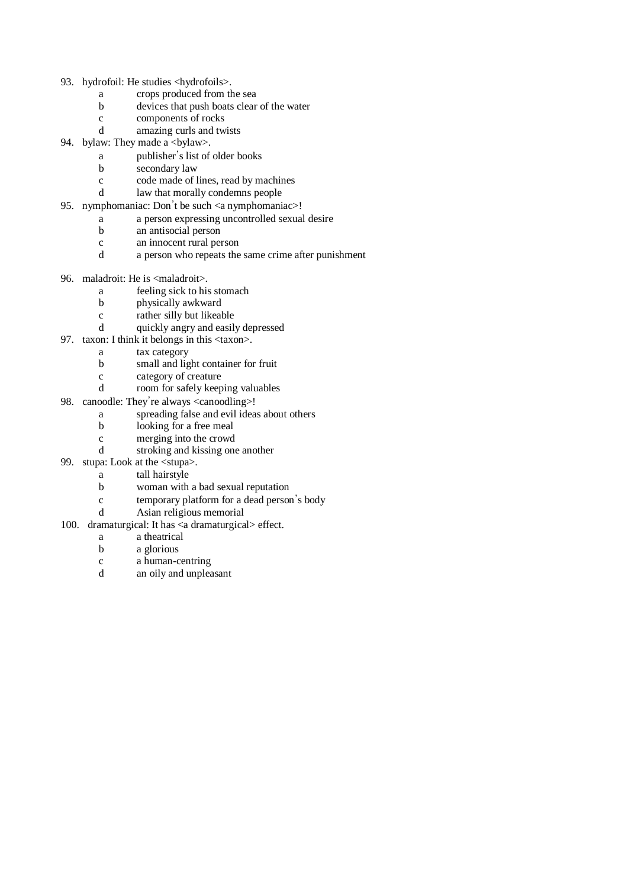93. hydrofoil: He studies <hydrofoils>.
    - a crops produced from the sea
    - b devices that push boats clear of the water
    - c components of rocks
    - d amazing curls and twists
94. bylaw: They made a <bylaw>.
    - a publisher's list of older books
    - b secondary law
    - c code made of lines, read by machines
    - d law that morally condemns people
95. nymphomaniac: Don't be such <a nymphomaniac>!
    - a a person expressing uncontrolled sexual desire
    - b an antisocial person
    - c an innocent rural person
    - d a person who repeats the same crime after punishment
96. maladroit: He is <maladroit>.
    - a feeling sick to his stomach
    - b physically awkward
    - c rather silly but likeable
    - d quickly angry and easily depressed
97. taxon: I think it belongs in this <taxon>.
    - a tax category
    - b small and light container for fruit
    - c category of creature
    - d room for safely keeping valuables
98. canoodle: They're always <canoodling>!
    - a spreading false and evil ideas about others
    - b looking for a free meal
    - c merging into the crowd
    - d stroking and kissing one another
99. stupa: Look at the <stupa>.
    - a tall hairstyle
    - b woman with a bad sexual reputation
    - c temporary platform for a dead person's body
    - d Asian religious memorial
100. dramaturgical: It has <a dramaturgical> effect.
    - a a theatrical
    - b a glorious
    - c a human-centring
    - d an oily and unpleasant